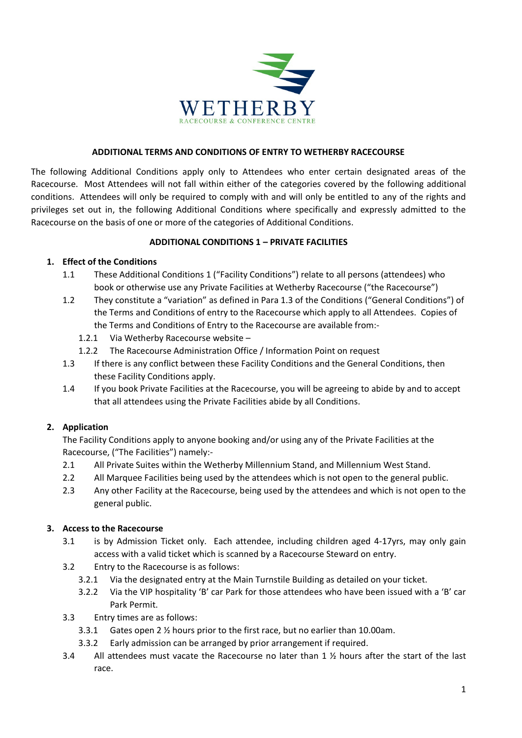WETHERBY

RACECOURSE & CONFERENCE CENTRE

# ADDITIONAL TERMS AND CONDITIONS OF ENTRY TO WETHERBY RACECOURSE

The following Additional Conditions apply only to Attendees who enter certain designated areas of the Racecourse. Most Attendees will not fall within either of the categories covered by the following additional conditions. Attendees will only be required to comply with and will only be entitled to any of the rights and privileges set out in, the following Additional Conditions where specifically and expressly admitted to the Racecourse on the basis of one or more of the categories of Additional Conditions.

## ADDITIONAL CONDITIONS 1 – PRIVATE FACILITIES

### 1. Effect of the Conditions

1.1 These Additional Conditions 1 ("Facility Conditions") relate to all persons (attendees) who book or otherwise use any Private Facilities at Wetherby Racecourse ("the Racecourse")

1.2 They constitute a "variation" as defined in Para 1.3 of the Conditions ("General Conditions") of the Terms and Conditions of entry to the Racecourse which apply to all Attendees. Copies of the Terms and Conditions of Entry to the Racecourse are available from:-

- 1.2.1 Via Wetherby Racecourse website –
- 1.2.2 The Racecourse Administration Office / Information Point on request

1.3 If there is any conflict between these Facility Conditions and the General Conditions, then these Facility Conditions apply.

1.4 If you book Private Facilities at the Racecourse, you will be agreeing to abide by and to accept that all attendees using the Private Facilities abide by all Conditions.

### 2. Application

The Facility Conditions apply to anyone booking and/or using any of the Private Facilities at the Racecourse, ("The Facilities") namely:-

2.1 All Private Suites within the Wetherby Millennium Stand, and Millennium West Stand.

2.2 All Marquee Facilities being used by the attendees which is not open to the general public.

2.3 Any other Facility at the Racecourse, being used by the attendees and which is not open to the general public.

### 3. Access to the Racecourse

3.1 is by Admission Ticket only. Each attendee, including children aged 4-17yrs, may only gain access with a valid ticket which is scanned by a Racecourse Steward on entry.

3.2 Entry to the Racecourse is as follows:

- 3.2.1 Via the designated entry at the Main Turnstile Building as detailed on your ticket.
- 3.2.2 Via the VIP hospitality 'B' car Park for those attendees who have been issued with a 'B' car Park Permit.

3.3 Entry times are as follows:

- 3.3.1 Gates open 2 ½ hours prior to the first race, but no earlier than 10.00am.
- 3.3.2 Early admission can be arranged by prior arrangement if required.

3.4 All attendees must vacate the Racecourse no later than 1 ½ hours after the start of the last race.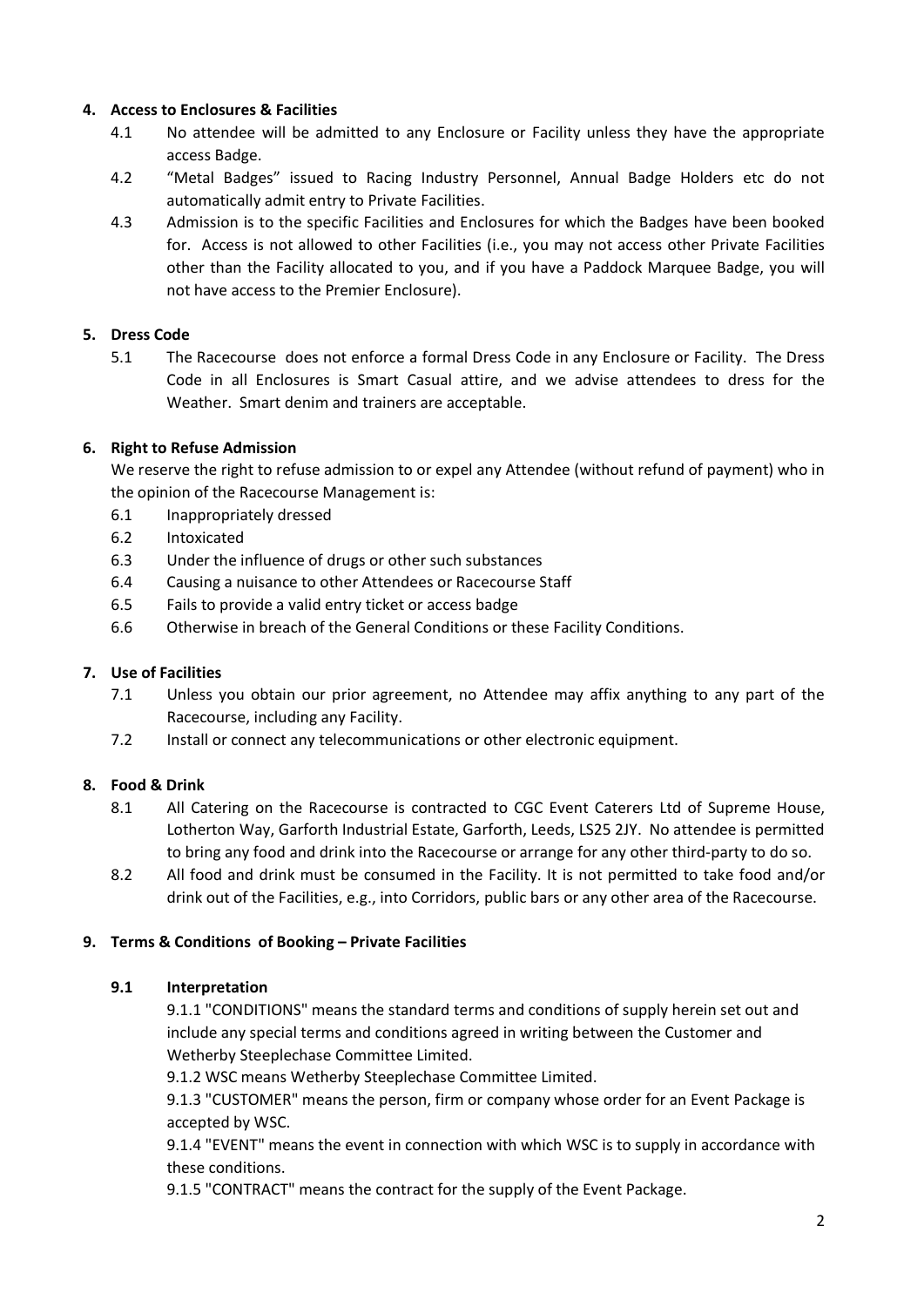## 4. Access to Enclosures & Facilities

4.1 No attendee will be admitted to any Enclosure or Facility unless they have the appropriate access Badge.

4.2 "Metal Badges" issued to Racing Industry Personnel, Annual Badge Holders etc do not automatically admit entry to Private Facilities.

4.3 Admission is to the specific Facilities and Enclosures for which the Badges have been booked for. Access is not allowed to other Facilities (i.e., you may not access other Private Facilities other than the Facility allocated to you, and if you have a Paddock Marquee Badge, you will not have access to the Premier Enclosure).

## 5. Dress Code

5.1 The Racecourse does not enforce a formal Dress Code in any Enclosure or Facility. The Dress Code in all Enclosures is Smart Casual attire, and we advise attendees to dress for the Weather. Smart denim and trainers are acceptable.

## 6. Right to Refuse Admission

We reserve the right to refuse admission to or expel any Attendee (without refund of payment) who in the opinion of the Racecourse Management is:

6.1 Inappropriately dressed

6.2 Intoxicated

6.3 Under the influence of drugs or other such substances

6.4 Causing a nuisance to other Attendees or Racecourse Staff

6.5 Fails to provide a valid entry ticket or access badge

6.6 Otherwise in breach of the General Conditions or these Facility Conditions.

## 7. Use of Facilities

7.1 Unless you obtain our prior agreement, no Attendee may affix anything to any part of the Racecourse, including any Facility.

7.2 Install or connect any telecommunications or other electronic equipment.

## 8. Food & Drink

8.1 All Catering on the Racecourse is contracted to CGC Event Caterers Ltd of Supreme House, Lotherton Way, Garforth Industrial Estate, Garforth, Leeds, LS25 2JY. No attendee is permitted to bring any food and drink into the Racecourse or arrange for any other third-party to do so.

8.2 All food and drink must be consumed in the Facility. It is not permitted to take food and/or drink out of the Facilities, e.g., into Corridors, public bars or any other area of the Racecourse.

## 9. Terms & Conditions of Booking – Private Facilities

### 9.1 Interpretation

9.1.1 "CONDITIONS" means the standard terms and conditions of supply herein set out and include any special terms and conditions agreed in writing between the Customer and Wetherby Steeplechase Committee Limited.

9.1.2 WSC means Wetherby Steeplechase Committee Limited.

9.1.3 "CUSTOMER" means the person, firm or company whose order for an Event Package is accepted by WSC.

9.1.4 "EVENT" means the event in connection with which WSC is to supply in accordance with these conditions.

9.1.5 "CONTRACT" means the contract for the supply of the Event Package.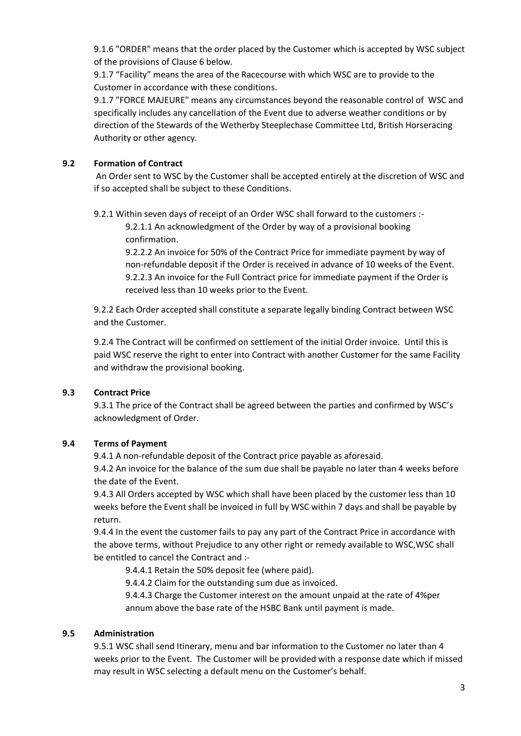9.1.6 "ORDER" means that the order placed by the Customer which is accepted by WSC subject of the provisions of Clause 6 below.

9.1.7 "Facility" means the area of the Racecourse with which WSC are to provide to the Customer in accordance with these conditions.

9.1.7 "FORCE MAJEURE" means any circumstances beyond the reasonable control of WSC and specifically includes any cancellation of the Event due to adverse weather conditions or by direction of the Stewards of the Wetherby Steeplechase Committee Ltd, British Horseracing Authority or other agency.

## 9.2 Formation of Contract

An Order sent to WSC by the Customer shall be accepted entirely at the discretion of WSC and if so accepted shall be subject to these Conditions.

9.2.1 Within seven days of receipt of an Order WSC shall forward to the customers :-

9.2.1.1 An acknowledgment of the Order by way of a provisional booking confirmation.

9.2.2.2 An invoice for 50% of the Contract Price for immediate payment by way of non-refundable deposit if the Order is received in advance of 10 weeks of the Event.

9.2.2.3 An invoice for the Full Contract price for immediate payment if the Order is received less than 10 weeks prior to the Event.

9.2.2 Each Order accepted shall constitute a separate legally binding Contract between WSC and the Customer.

9.2.4 The Contract will be confirmed on settlement of the initial Order invoice. Until this is paid WSC reserve the right to enter into Contract with another Customer for the same Facility and withdraw the provisional booking.

## 9.3 Contract Price

9.3.1 The price of the Contract shall be agreed between the parties and confirmed by WSC's acknowledgment of Order.

## 9.4 Terms of Payment

9.4.1 A non-refundable deposit of the Contract price payable as aforesaid.

9.4.2 An invoice for the balance of the sum due shall be payable no later than 4 weeks before the date of the Event.

9.4.3 All Orders accepted by WSC which shall have been placed by the customer less than 10 weeks before the Event shall be invoiced in full by WSC within 7 days and shall be payable by return.

9.4.4 In the event the customer fails to pay any part of the Contract Price in accordance with the above terms, without Prejudice to any other right or remedy available to WSC,WSC shall be entitled to cancel the Contract and :-

9.4.4.1 Retain the 50% deposit fee (where paid).

9.4.4.2 Claim for the outstanding sum due as invoiced.

9.4.4.3 Charge the Customer interest on the amount unpaid at the rate of 4%per annum above the base rate of the HSBC Bank until payment is made.

## 9.5 Administration

9.5.1 WSC shall send Itinerary, menu and bar information to the Customer no later than 4 weeks prior to the Event. The Customer will be provided with a response date which if missed may result in WSC selecting a default menu on the Customer's behalf.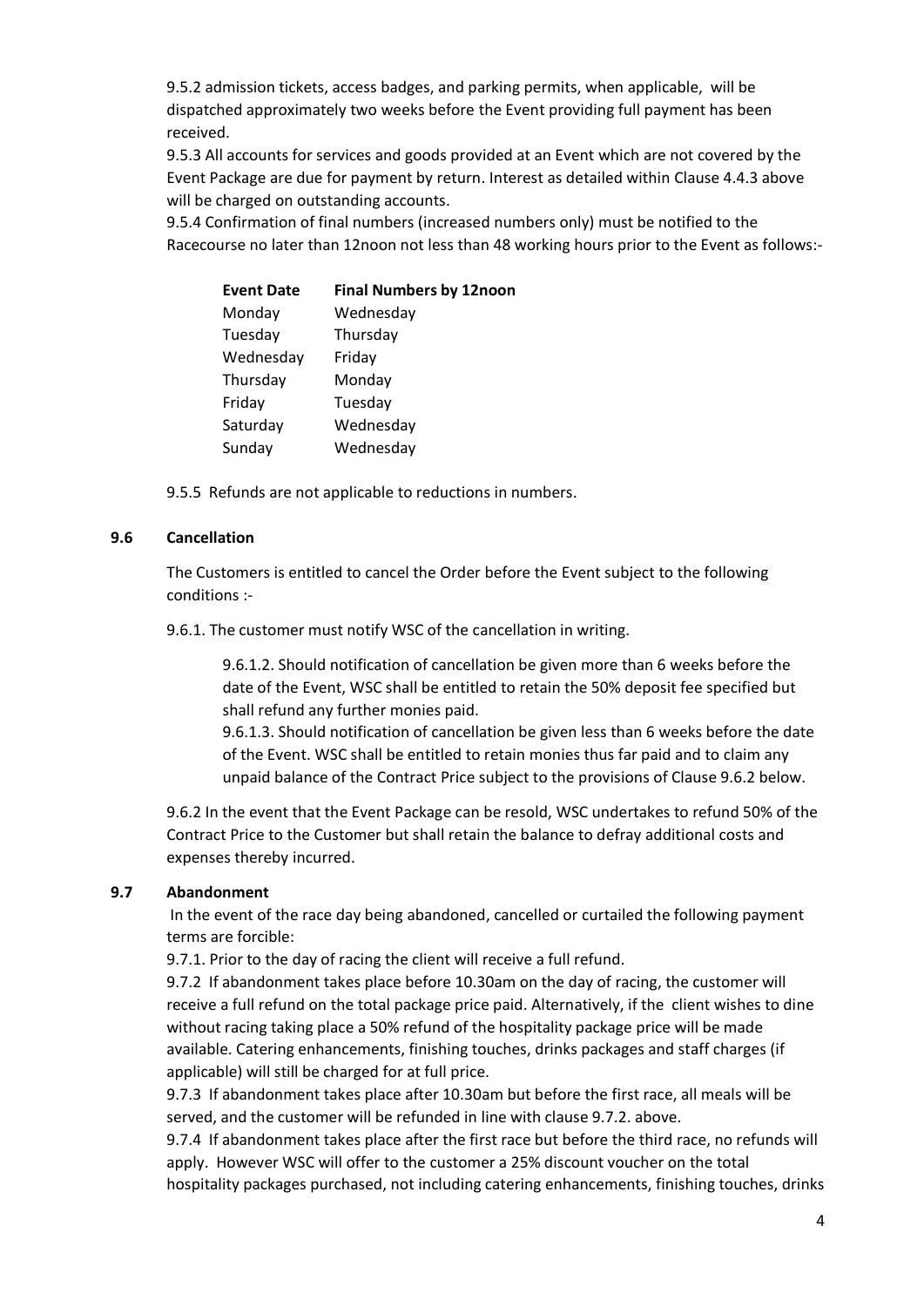9.5.2 admission tickets, access badges, and parking permits, when applicable, will be dispatched approximately two weeks before the Event providing full payment has been received.

9.5.3 All accounts for services and goods provided at an Event which are not covered by the Event Package are due for payment by return. Interest as detailed within Clause 4.4.3 above will be charged on outstanding accounts.

9.5.4 Confirmation of final numbers (increased numbers only) must be notified to the Racecourse no later than 12noon not less than 48 working hours prior to the Event as follows:-

| Event Date | Final Numbers by 12noon |
|---|---|
| Monday | Wednesday |
| Tuesday | Thursday |
| Wednesday | Friday |
| Thursday | Monday |
| Friday | Tuesday |
| Saturday | Wednesday |
| Sunday | Wednesday |

9.5.5 Refunds are not applicable to reductions in numbers.

### 9.6 Cancellation

The Customers is entitled to cancel the Order before the Event subject to the following conditions :-

9.6.1. The customer must notify WSC of the cancellation in writing.

9.6.1.2. Should notification of cancellation be given more than 6 weeks before the date of the Event, WSC shall be entitled to retain the 50% deposit fee specified but shall refund any further monies paid.

9.6.1.3. Should notification of cancellation be given less than 6 weeks before the date of the Event. WSC shall be entitled to retain monies thus far paid and to claim any unpaid balance of the Contract Price subject to the provisions of Clause 9.6.2 below.

9.6.2 In the event that the Event Package can be resold, WSC undertakes to refund 50% of the Contract Price to the Customer but shall retain the balance to defray additional costs and expenses thereby incurred.

### 9.7 Abandonment

In the event of the race day being abandoned, cancelled or curtailed the following payment terms are forcible:

9.7.1. Prior to the day of racing the client will receive a full refund.

9.7.2 If abandonment takes place before 10.30am on the day of racing, the customer will receive a full refund on the total package price paid. Alternatively, if the client wishes to dine without racing taking place a 50% refund of the hospitality package price will be made available. Catering enhancements, finishing touches, drinks packages and staff charges (if applicable) will still be charged for at full price.

9.7.3 If abandonment takes place after 10.30am but before the first race, all meals will be served, and the customer will be refunded in line with clause 9.7.2. above.

9.7.4 If abandonment takes place after the first race but before the third race, no refunds will apply. However WSC will offer to the customer a 25% discount voucher on the total hospitality packages purchased, not including catering enhancements, finishing touches, drinks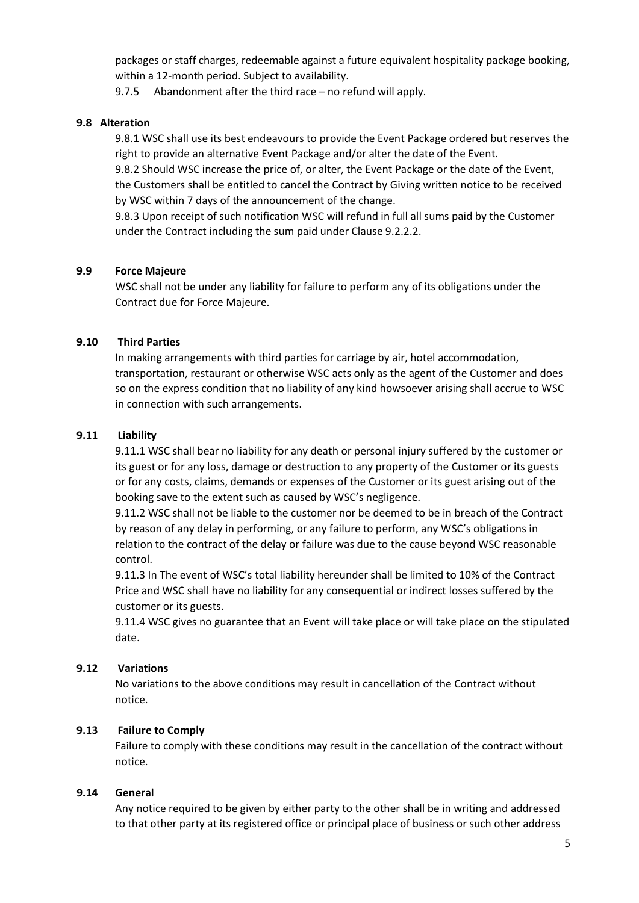packages or staff charges, redeemable against a future equivalent hospitality package booking, within a 12-month period. Subject to availability.

9.7.5 Abandonment after the third race – no refund will apply.

### 9.8 Alteration

9.8.1 WSC shall use its best endeavours to provide the Event Package ordered but reserves the right to provide an alternative Event Package and/or alter the date of the Event.

9.8.2 Should WSC increase the price of, or alter, the Event Package or the date of the Event, the Customers shall be entitled to cancel the Contract by Giving written notice to be received by WSC within 7 days of the announcement of the change.

9.8.3 Upon receipt of such notification WSC will refund in full all sums paid by the Customer under the Contract including the sum paid under Clause 9.2.2.2.

### 9.9 Force Majeure

WSC shall not be under any liability for failure to perform any of its obligations under the Contract due for Force Majeure.

### 9.10 Third Parties

In making arrangements with third parties for carriage by air, hotel accommodation, transportation, restaurant or otherwise WSC acts only as the agent of the Customer and does so on the express condition that no liability of any kind howsoever arising shall accrue to WSC in connection with such arrangements.

### 9.11 Liability

9.11.1 WSC shall bear no liability for any death or personal injury suffered by the customer or its guest or for any loss, damage or destruction to any property of the Customer or its guests or for any costs, claims, demands or expenses of the Customer or its guest arising out of the booking save to the extent such as caused by WSC's negligence.

9.11.2 WSC shall not be liable to the customer nor be deemed to be in breach of the Contract by reason of any delay in performing, or any failure to perform, any WSC's obligations in relation to the contract of the delay or failure was due to the cause beyond WSC reasonable control.

9.11.3 In The event of WSC's total liability hereunder shall be limited to 10% of the Contract Price and WSC shall have no liability for any consequential or indirect losses suffered by the customer or its guests.

9.11.4 WSC gives no guarantee that an Event will take place or will take place on the stipulated date.

### 9.12 Variations

No variations to the above conditions may result in cancellation of the Contract without notice.

### 9.13 Failure to Comply

Failure to comply with these conditions may result in the cancellation of the contract without notice.

### 9.14 General

Any notice required to be given by either party to the other shall be in writing and addressed to that other party at its registered office or principal place of business or such other address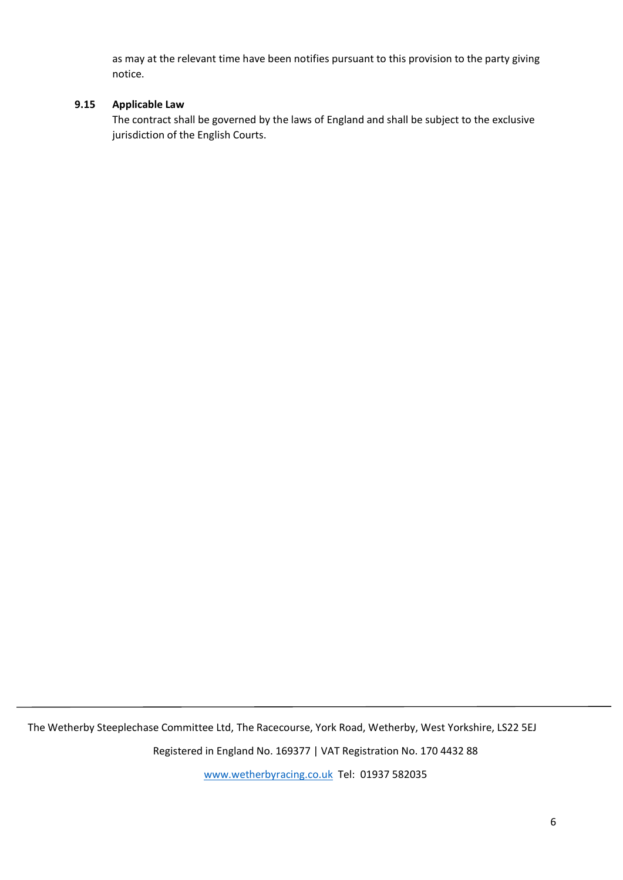as may at the relevant time have been notifies pursuant to this provision to the party giving notice.

**9.15 Applicable Law**

The contract shall be governed by the laws of England and shall be subject to the exclusive jurisdiction of the English Courts.

The Wetherby Steeplechase Committee Ltd, The Racecourse, York Road, Wetherby, West Yorkshire, LS22 5EJ

Registered in England No. 169377 | VAT Registration No. 170 4432 88

www.wetherbyracing.co.uk Tel: 01937 582035